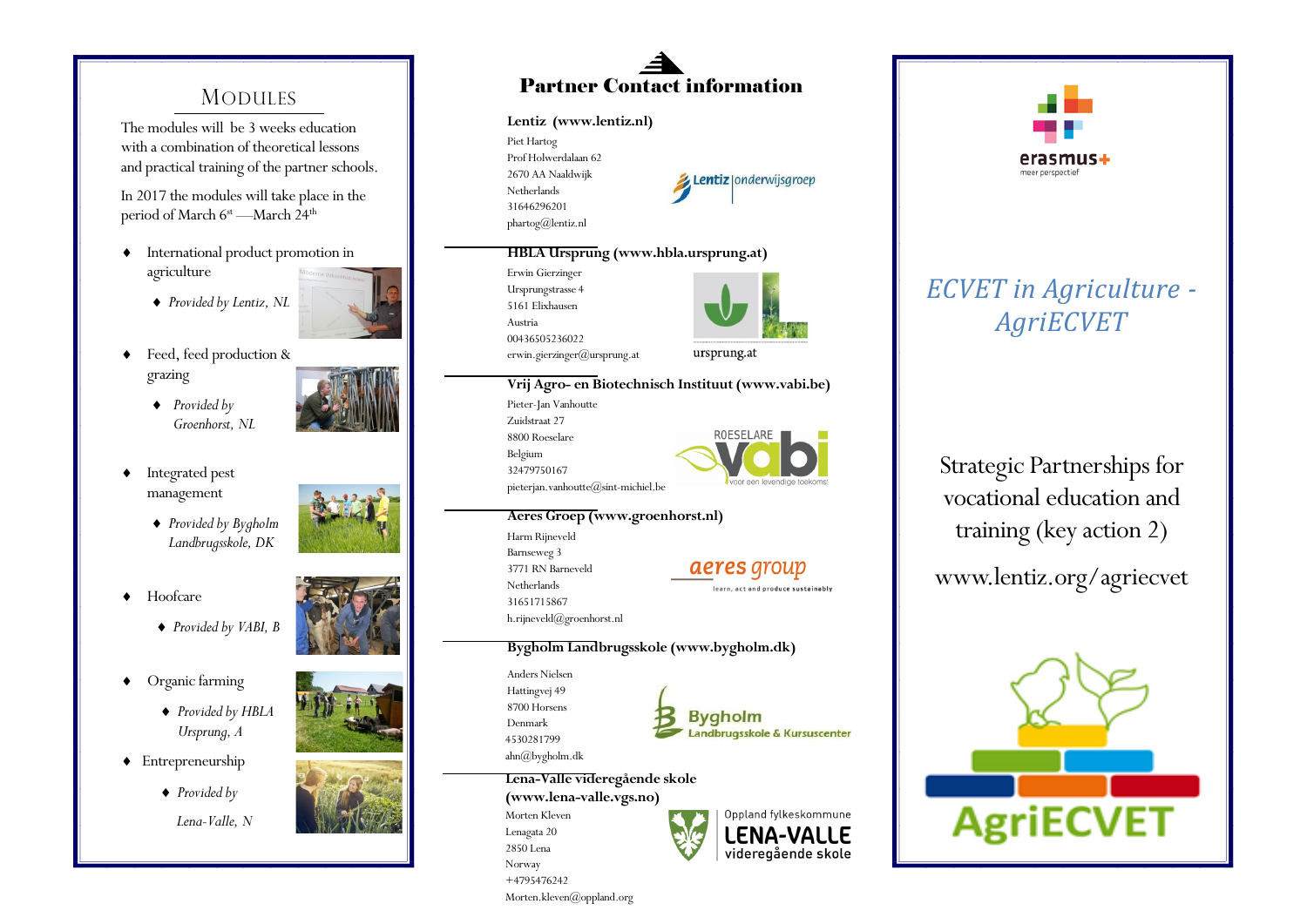## Modules

The modules will be 3 weeks education with a combination of theoretical lessons and practical training of the partner schools.

In 2017 the modules will take place in the period of March 6st —March 24th

- International product promotion in agriculture
  - *Provided by Lentiz, NL*
- Feed, feed production & grazing
  - *Provided by Groenhorst, NL*
- Integrated pest management
  - *Provided by Bygholm Landbrugsskole, DK*
- Hoofcare
  - *Provided by VABI, B*
- Organic farming
  - *Provided by HBLA Ursprung, A*
- Entrepreneurship
  - *Provided by Lena-Valle, N*

## Partner Contact information

**Lentiz (www.lentiz.nl)**

Piet Hartog
Prof Holwerdalaan 62
2670 AA Naaldwijk
Netherlands
31646296201
phartog@lentiz.nl

**HBLA Ursprung (www.hbla.ursprung.at)**

Erwin Gierzinger
Ursprungstrasse 4
5161 Elixhausen
Austria
00436505236022
erwin.gierzinger@ursprung.at

**Vrij Agro- en Biotechnisch Instituut (www.vabi.be)**

Pieter-Jan Vanhoutte
Zuidstraat 27
8800 Roeselare
Belgium
32479750167
pieterjan.vanhoutte@sint-michiel.be

**Aeres Groep (www.groenhorst.nl)**

Harm Rijneveld
Barnseweg 3
3771 RN Barneveld
Netherlands
31651715867
h.rijneveld@groenhorst.nl

**Bygholm Landbrugsskole (www.bygholm.dk)**

Anders Nielsen
Hattingvej 49
8700 Horsens
Denmark
4530281799
ahn@bygholm.dk

**Lena-Valle videregående skole (www.lena-valle.vgs.no)**

Morten Kleven
Lenagata 20
2850 Lena
Norway
+4795476242
Morten.kleven@oppland.org

# *ECVET in Agriculture - AgriECVET*

Strategic Partnerships for vocational education and training (key action 2)

www.lentiz.org/agriecvet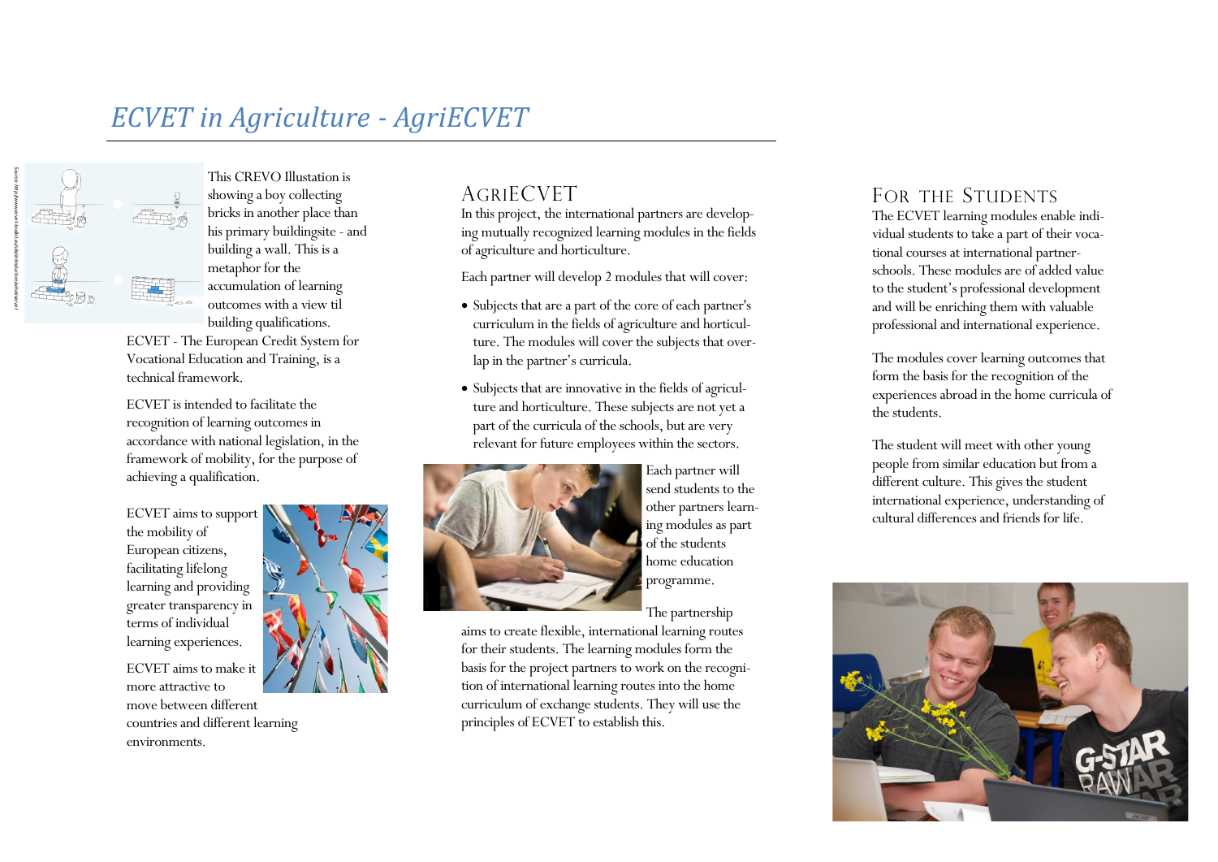# ECVET in Agriculture - AgriECVET

This CREVO Illustation is showing a boy collecting bricks in another place than his primary buildingsite - and building a wall. This is a metaphor for the accumulation of learning outcomes with a view til building qualifications.

ECVET - The European Credit System for Vocational Education and Training, is a technical framework.

ECVET is intended to facilitate the recognition of learning outcomes in accordance with national legislation, in the framework of mobility, for the purpose of achieving a qualification.

ECVET aims to support the mobility of European citizens, facilitating lifelong learning and providing greater transparency in terms of individual learning experiences.

ECVET aims to make it more attractive to move between different countries and different learning environments.

## AgriECVET

In this project, the international partners are developing mutually recognized learning modules in the fields of agriculture and horticulture.

Each partner will develop 2 modules that will cover:

- Subjects that are a part of the core of each partner's curriculum in the fields of agriculture and horticulture. The modules will cover the subjects that overlap in the partner's curricula.
- Subjects that are innovative in the fields of agriculture and horticulture. These subjects are not yet a part of the curricula of the schools, but are very relevant for future employees within the sectors.

Each partner will send students to the other partners learning modules as part of the students home education programme.

The partnership aims to create flexible, international learning routes for their students. The learning modules form the basis for the project partners to work on the recognition of international learning routes into the home curriculum of exchange students. They will use the principles of ECVET to establish this.

## For the Students

The ECVET learning modules enable individual students to take a part of their vocational courses at international partnerschools. These modules are of added value to the student's professional development and will be enriching them with valuable professional and international experience.

The modules cover learning outcomes that form the basis for the recognition of the experiences abroad in the home curricula of the students.

The student will meet with other young people from similar education but from a different culture. This gives the student international experience, understanding of cultural differences and friends for life.